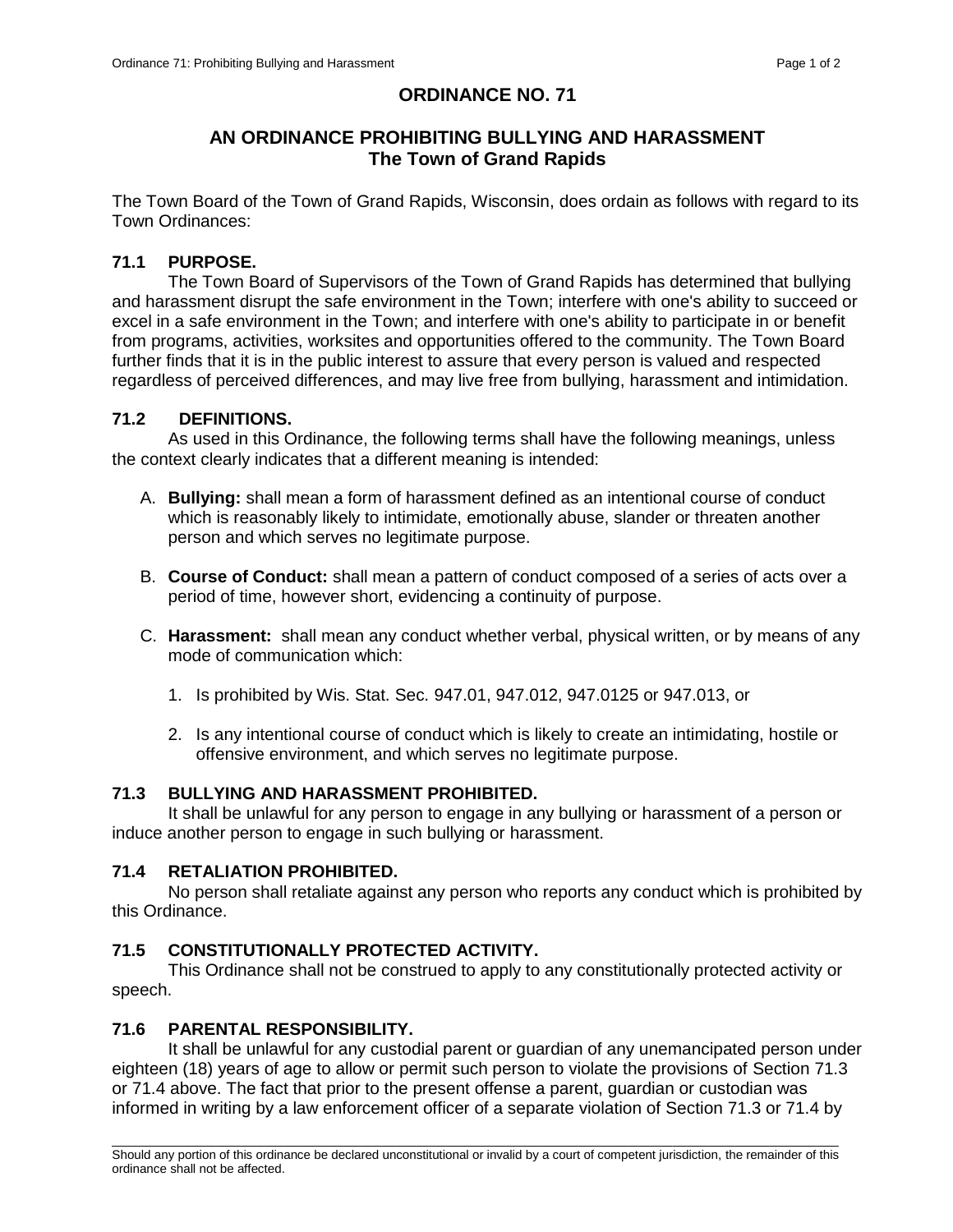# ORDINANCE NO. 71

## AN ORDINANCE PROHIBITING BULLYING AND HARASSMENT
## The Town of Grand Rapids

The Town Board of the Town of Grand Rapids, Wisconsin, does ordain as follows with regard to its Town Ordinances:

### 71.1 PURPOSE.

The Town Board of Supervisors of the Town of Grand Rapids has determined that bullying and harassment disrupt the safe environment in the Town; interfere with one's ability to succeed or excel in a safe environment in the Town; and interfere with one's ability to participate in or benefit from programs, activities, worksites and opportunities offered to the community. The Town Board further finds that it is in the public interest to assure that every person is valued and respected regardless of perceived differences, and may live free from bullying, harassment and intimidation.

### 71.2 DEFINITIONS.

As used in this Ordinance, the following terms shall have the following meanings, unless the context clearly indicates that a different meaning is intended:

A. **Bullying:** shall mean a form of harassment defined as an intentional course of conduct which is reasonably likely to intimidate, emotionally abuse, slander or threaten another person and which serves no legitimate purpose.

B. **Course of Conduct:** shall mean a pattern of conduct composed of a series of acts over a period of time, however short, evidencing a continuity of purpose.

C. **Harassment:** shall mean any conduct whether verbal, physical written, or by means of any mode of communication which:

   1. Is prohibited by Wis. Stat. Sec. 947.01, 947.012, 947.0125 or 947.013, or

   2. Is any intentional course of conduct which is likely to create an intimidating, hostile or offensive environment, and which serves no legitimate purpose.

### 71.3 BULLYING AND HARASSMENT PROHIBITED.

It shall be unlawful for any person to engage in any bullying or harassment of a person or induce another person to engage in such bullying or harassment.

### 71.4 RETALIATION PROHIBITED.

No person shall retaliate against any person who reports any conduct which is prohibited by this Ordinance.

### 71.5 CONSTITUTIONALLY PROTECTED ACTIVITY.

This Ordinance shall not be construed to apply to any constitutionally protected activity or speech.

### 71.6 PARENTAL RESPONSIBILITY.

It shall be unlawful for any custodial parent or guardian of any unemancipated person under eighteen (18) years of age to allow or permit such person to violate the provisions of Section 71.3 or 71.4 above. The fact that prior to the present offense a parent, guardian or custodian was informed in writing by a law enforcement officer of a separate violation of Section 71.3 or 71.4 by

Should any portion of this ordinance be declared unconstitutional or invalid by a court of competent jurisdiction, the remainder of this ordinance shall not be affected.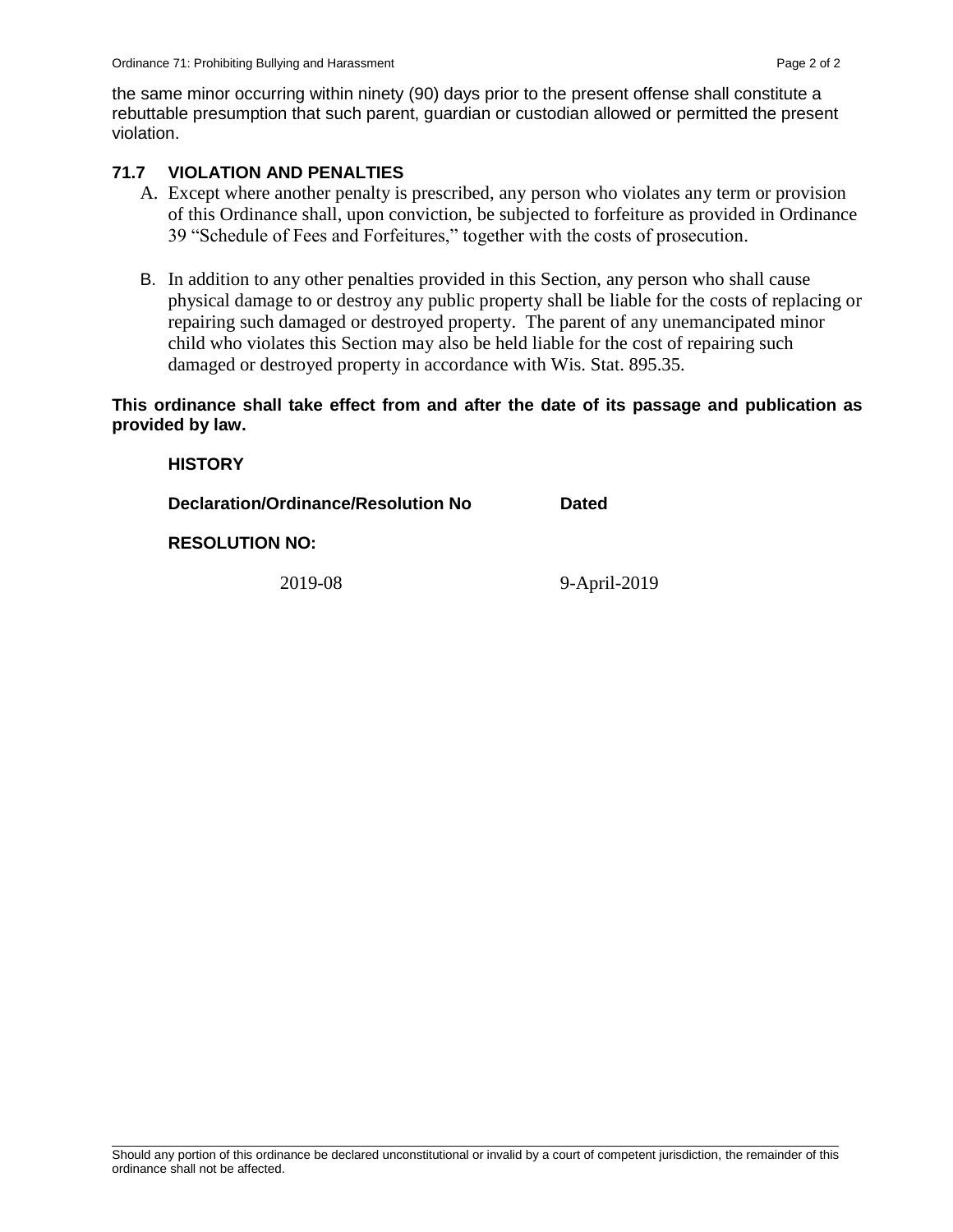the same minor occurring within ninety (90) days prior to the present offense shall constitute a rebuttable presumption that such parent, guardian or custodian allowed or permitted the present violation.

### 71.7 VIOLATION AND PENALTIES

A. Except where another penalty is prescribed, any person who violates any term or provision of this Ordinance shall, upon conviction, be subjected to forfeiture as provided in Ordinance 39 "Schedule of Fees and Forfeitures," together with the costs of prosecution.

B. In addition to any other penalties provided in this Section, any person who shall cause physical damage to or destroy any public property shall be liable for the costs of replacing or repairing such damaged or destroyed property. The parent of any unemancipated minor child who violates this Section may also be held liable for the cost of repairing such damaged or destroyed property in accordance with Wis. Stat. 895.35.

**This ordinance shall take effect from and after the date of its passage and publication as provided by law.**

**HISTORY**

| **Declaration/Ordinance/Resolution No** | **Dated** |
|---|---|
| **RESOLUTION NO:** | |
| 2019-08 | 9-April-2019 |

Should any portion of this ordinance be declared unconstitutional or invalid by a court of competent jurisdiction, the remainder of this ordinance shall not be affected.